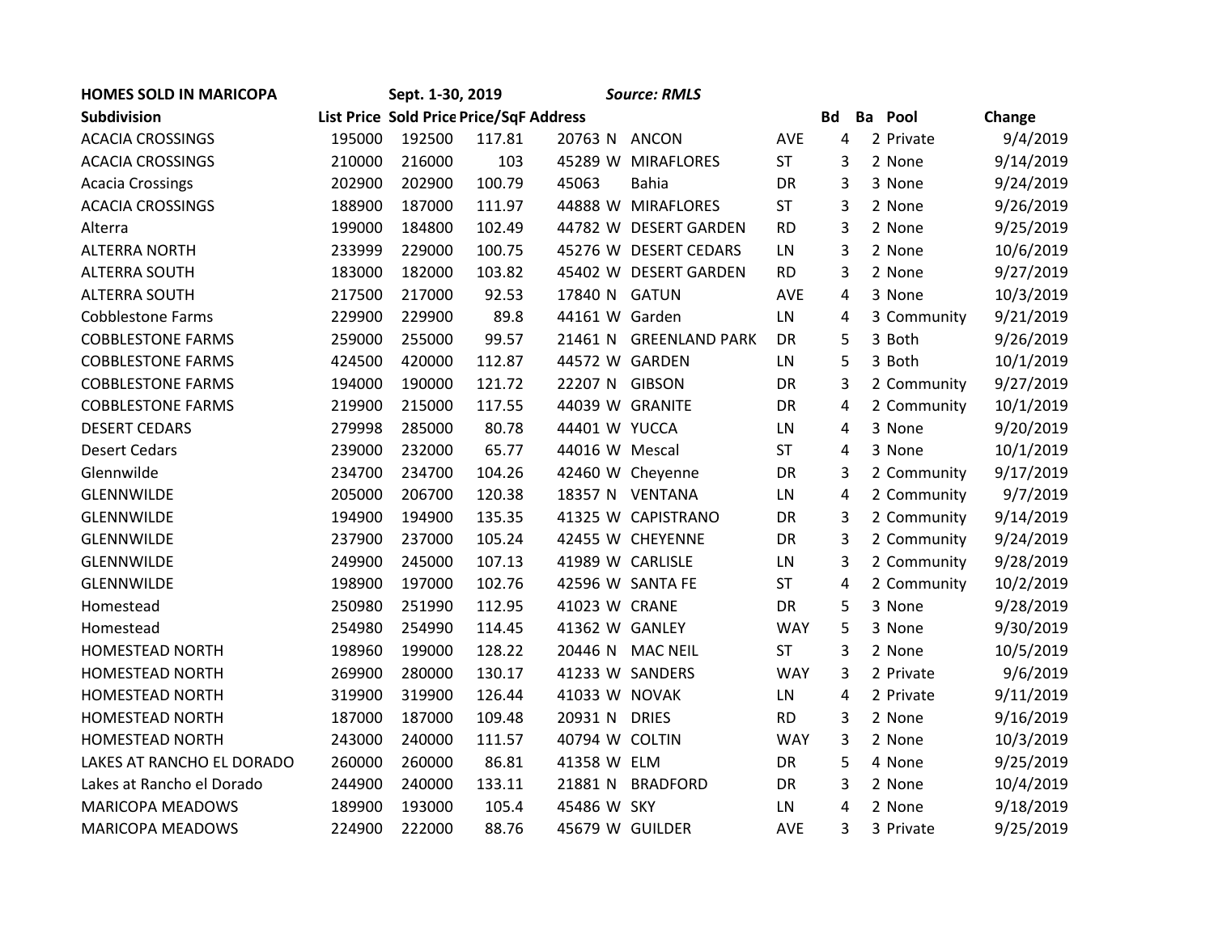**HOMES SOLD IN MARICOPA** **Sept. 1-30, 2019** ***Source: RMLS***

| Subdivision | List Price | Sold Price | Price/SqF | Address | | | | Bd | Ba | Pool | Change |
|---|---|---|---|---|---|---|---|---|---|---|---|
| ACACIA CROSSINGS | 195000 | 192500 | 117.81 | 20763 | N | ANCON | AVE | 4 | 2 | Private | 9/4/2019 |
| ACACIA CROSSINGS | 210000 | 216000 | 103 | 45289 | W | MIRAFLORES | ST | 3 | 2 | None | 9/14/2019 |
| Acacia Crossings | 202900 | 202900 | 100.79 | 45063 | | Bahia | DR | 3 | 3 | None | 9/24/2019 |
| ACACIA CROSSINGS | 188900 | 187000 | 111.97 | 44888 | W | MIRAFLORES | ST | 3 | 2 | None | 9/26/2019 |
| Alterra | 199000 | 184800 | 102.49 | 44782 | W | DESERT GARDEN | RD | 3 | 2 | None | 9/25/2019 |
| ALTERRA NORTH | 233999 | 229000 | 100.75 | 45276 | W | DESERT CEDARS | LN | 3 | 2 | None | 10/6/2019 |
| ALTERRA SOUTH | 183000 | 182000 | 103.82 | 45402 | W | DESERT GARDEN | RD | 3 | 2 | None | 9/27/2019 |
| ALTERRA SOUTH | 217500 | 217000 | 92.53 | 17840 | N | GATUN | AVE | 4 | 3 | None | 10/3/2019 |
| Cobblestone Farms | 229900 | 229900 | 89.8 | 44161 | W | Garden | LN | 4 | 3 | Community | 9/21/2019 |
| COBBLESTONE FARMS | 259000 | 255000 | 99.57 | 21461 | N | GREENLAND PARK | DR | 5 | 3 | Both | 9/26/2019 |
| COBBLESTONE FARMS | 424500 | 420000 | 112.87 | 44572 | W | GARDEN | LN | 5 | 3 | Both | 10/1/2019 |
| COBBLESTONE FARMS | 194000 | 190000 | 121.72 | 22207 | N | GIBSON | DR | 3 | 2 | Community | 9/27/2019 |
| COBBLESTONE FARMS | 219900 | 215000 | 117.55 | 44039 | W | GRANITE | DR | 4 | 2 | Community | 10/1/2019 |
| DESERT CEDARS | 279998 | 285000 | 80.78 | 44401 | W | YUCCA | LN | 4 | 3 | None | 9/20/2019 |
| Desert Cedars | 239000 | 232000 | 65.77 | 44016 | W | Mescal | ST | 4 | 3 | None | 10/1/2019 |
| Glennwilde | 234700 | 234700 | 104.26 | 42460 | W | Cheyenne | DR | 3 | 2 | Community | 9/17/2019 |
| GLENNWILDE | 205000 | 206700 | 120.38 | 18357 | N | VENTANA | LN | 4 | 2 | Community | 9/7/2019 |
| GLENNWILDE | 194900 | 194900 | 135.35 | 41325 | W | CAPISTRANO | DR | 3 | 2 | Community | 9/14/2019 |
| GLENNWILDE | 237900 | 237000 | 105.24 | 42455 | W | CHEYENNE | DR | 3 | 2 | Community | 9/24/2019 |
| GLENNWILDE | 249900 | 245000 | 107.13 | 41989 | W | CARLISLE | LN | 3 | 2 | Community | 9/28/2019 |
| GLENNWILDE | 198900 | 197000 | 102.76 | 42596 | W | SANTA FE | ST | 4 | 2 | Community | 10/2/2019 |
| Homestead | 250980 | 251990 | 112.95 | 41023 | W | CRANE | DR | 5 | 3 | None | 9/28/2019 |
| Homestead | 254980 | 254990 | 114.45 | 41362 | W | GANLEY | WAY | 5 | 3 | None | 9/30/2019 |
| HOMESTEAD NORTH | 198960 | 199000 | 128.22 | 20446 | N | MAC NEIL | ST | 3 | 2 | None | 10/5/2019 |
| HOMESTEAD NORTH | 269900 | 280000 | 130.17 | 41233 | W | SANDERS | WAY | 3 | 2 | Private | 9/6/2019 |
| HOMESTEAD NORTH | 319900 | 319900 | 126.44 | 41033 | W | NOVAK | LN | 4 | 2 | Private | 9/11/2019 |
| HOMESTEAD NORTH | 187000 | 187000 | 109.48 | 20931 | N | DRIES | RD | 3 | 2 | None | 9/16/2019 |
| HOMESTEAD NORTH | 243000 | 240000 | 111.57 | 40794 | W | COLTIN | WAY | 3 | 2 | None | 10/3/2019 |
| LAKES AT RANCHO EL DORADO | 260000 | 260000 | 86.81 | 41358 | W | ELM | DR | 5 | 4 | None | 9/25/2019 |
| Lakes at Rancho el Dorado | 244900 | 240000 | 133.11 | 21881 | N | BRADFORD | DR | 3 | 2 | None | 10/4/2019 |
| MARICOPA MEADOWS | 189900 | 193000 | 105.4 | 45486 | W | SKY | LN | 4 | 2 | None | 9/18/2019 |
| MARICOPA MEADOWS | 224900 | 222000 | 88.76 | 45679 | W | GUILDER | AVE | 3 | 3 | Private | 9/25/2019 |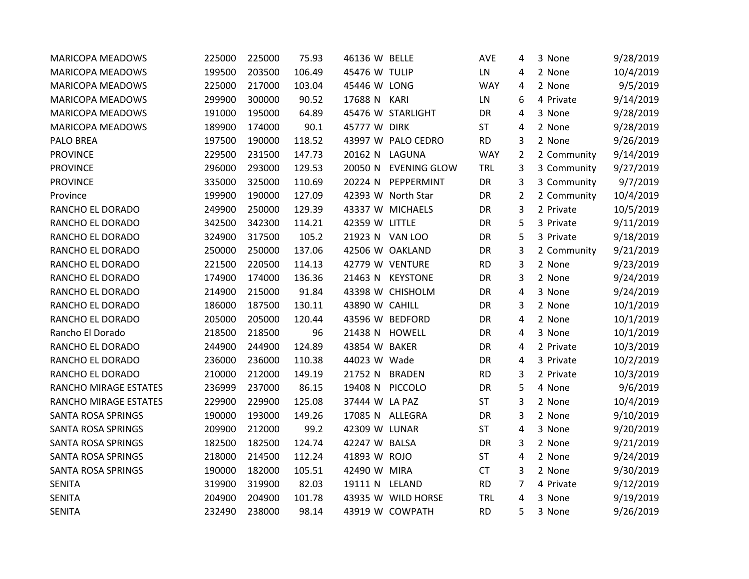| | | | | | | | | | | | |
|---|---|---|---|---|---|---|---|---|---|---|---|
| MARICOPA MEADOWS | 225000 | 225000 | 75.93 | 46136 | W | BELLE | AVE | 4 | 3 | None | 9/28/2019 |
| MARICOPA MEADOWS | 199500 | 203500 | 106.49 | 45476 | W | TULIP | LN | 4 | 2 | None | 10/4/2019 |
| MARICOPA MEADOWS | 225000 | 217000 | 103.04 | 45446 | W | LONG | WAY | 4 | 2 | None | 9/5/2019 |
| MARICOPA MEADOWS | 299900 | 300000 | 90.52 | 17688 | N | KARI | LN | 6 | 4 | Private | 9/14/2019 |
| MARICOPA MEADOWS | 191000 | 195000 | 64.89 | 45476 | W | STARLIGHT | DR | 4 | 3 | None | 9/28/2019 |
| MARICOPA MEADOWS | 189900 | 174000 | 90.1 | 45777 | W | DIRK | ST | 4 | 2 | None | 9/28/2019 |
| PALO BREA | 197500 | 190000 | 118.52 | 43997 | W | PALO CEDRO | RD | 3 | 2 | None | 9/26/2019 |
| PROVINCE | 229500 | 231500 | 147.73 | 20162 | N | LAGUNA | WAY | 2 | 2 | Community | 9/14/2019 |
| PROVINCE | 296000 | 293000 | 129.53 | 20050 | N | EVENING GLOW | TRL | 3 | 3 | Community | 9/27/2019 |
| PROVINCE | 335000 | 325000 | 110.69 | 20224 | N | PEPPERMINT | DR | 3 | 3 | Community | 9/7/2019 |
| Province | 199900 | 190000 | 127.09 | 42393 | W | North Star | DR | 2 | 2 | Community | 10/4/2019 |
| RANCHO EL DORADO | 249900 | 250000 | 129.39 | 43337 | W | MICHAELS | DR | 3 | 2 | Private | 10/5/2019 |
| RANCHO EL DORADO | 342500 | 342300 | 114.21 | 42359 | W | LITTLE | DR | 5 | 3 | Private | 9/11/2019 |
| RANCHO EL DORADO | 324900 | 317500 | 105.2 | 21923 | N | VAN LOO | DR | 5 | 3 | Private | 9/18/2019 |
| RANCHO EL DORADO | 250000 | 250000 | 137.06 | 42506 | W | OAKLAND | DR | 3 | 2 | Community | 9/21/2019 |
| RANCHO EL DORADO | 221500 | 220500 | 114.13 | 42779 | W | VENTURE | RD | 3 | 2 | None | 9/23/2019 |
| RANCHO EL DORADO | 174900 | 174000 | 136.36 | 21463 | N | KEYSTONE | DR | 3 | 2 | None | 9/24/2019 |
| RANCHO EL DORADO | 214900 | 215000 | 91.84 | 43398 | W | CHISHOLM | DR | 4 | 3 | None | 9/24/2019 |
| RANCHO EL DORADO | 186000 | 187500 | 130.11 | 43890 | W | CAHILL | DR | 3 | 2 | None | 10/1/2019 |
| RANCHO EL DORADO | 205000 | 205000 | 120.44 | 43596 | W | BEDFORD | DR | 4 | 2 | None | 10/1/2019 |
| Rancho El Dorado | 218500 | 218500 | 96 | 21438 | N | HOWELL | DR | 4 | 3 | None | 10/1/2019 |
| RANCHO EL DORADO | 244900 | 244900 | 124.89 | 43854 | W | BAKER | DR | 4 | 2 | Private | 10/3/2019 |
| RANCHO EL DORADO | 236000 | 236000 | 110.38 | 44023 | W | Wade | DR | 4 | 3 | Private | 10/2/2019 |
| RANCHO EL DORADO | 210000 | 212000 | 149.19 | 21752 | N | BRADEN | RD | 3 | 2 | Private | 10/3/2019 |
| RANCHO MIRAGE ESTATES | 236999 | 237000 | 86.15 | 19408 | N | PICCOLO | DR | 5 | 4 | None | 9/6/2019 |
| RANCHO MIRAGE ESTATES | 229900 | 229900 | 125.08 | 37444 | W | LA PAZ | ST | 3 | 2 | None | 10/4/2019 |
| SANTA ROSA SPRINGS | 190000 | 193000 | 149.26 | 17085 | N | ALLEGRA | DR | 3 | 2 | None | 9/10/2019 |
| SANTA ROSA SPRINGS | 209900 | 212000 | 99.2 | 42309 | W | LUNAR | ST | 4 | 3 | None | 9/20/2019 |
| SANTA ROSA SPRINGS | 182500 | 182500 | 124.74 | 42247 | W | BALSA | DR | 3 | 2 | None | 9/21/2019 |
| SANTA ROSA SPRINGS | 218000 | 214500 | 112.24 | 41893 | W | ROJO | ST | 4 | 2 | None | 9/24/2019 |
| SANTA ROSA SPRINGS | 190000 | 182000 | 105.51 | 42490 | W | MIRA | CT | 3 | 2 | None | 9/30/2019 |
| SENITA | 319900 | 319900 | 82.03 | 19111 | N | LELAND | RD | 7 | 4 | Private | 9/12/2019 |
| SENITA | 204900 | 204900 | 101.78 | 43935 | W | WILD HORSE | TRL | 4 | 3 | None | 9/19/2019 |
| SENITA | 232490 | 238000 | 98.14 | 43919 | W | COWPATH | RD | 5 | 3 | None | 9/26/2019 |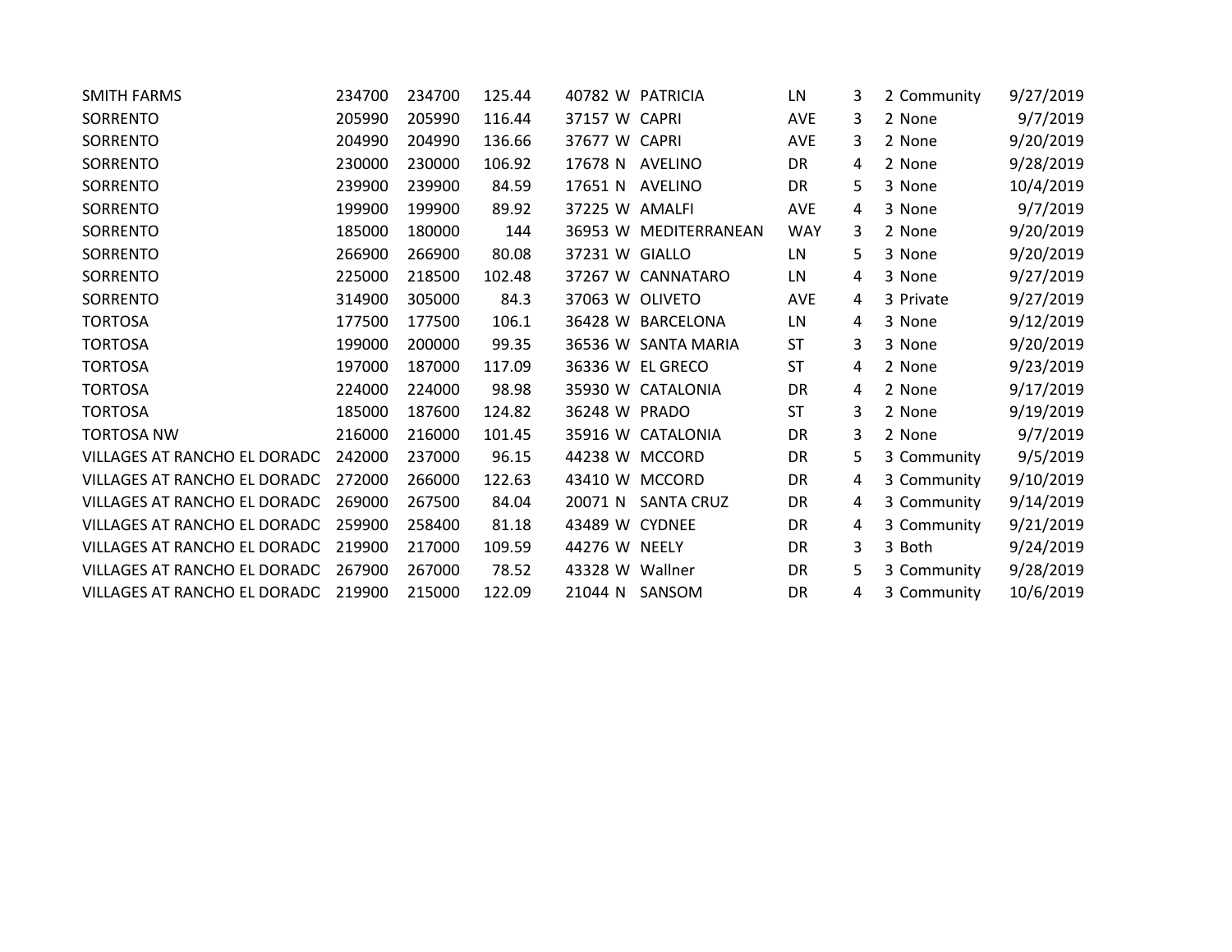| | | | | | | | | | | | |
|---|---|---|---|---|---|---|---|---|---|---|---|
| SMITH FARMS | 234700 | 234700 | 125.44 | 40782 | W | PATRICIA | LN | 3 | 2 | Community | 9/27/2019 |
| SORRENTO | 205990 | 205990 | 116.44 | 37157 | W | CAPRI | AVE | 3 | 2 | None | 9/7/2019 |
| SORRENTO | 204990 | 204990 | 136.66 | 37677 | W | CAPRI | AVE | 3 | 2 | None | 9/20/2019 |
| SORRENTO | 230000 | 230000 | 106.92 | 17678 | N | AVELINO | DR | 4 | 2 | None | 9/28/2019 |
| SORRENTO | 239900 | 239900 | 84.59 | 17651 | N | AVELINO | DR | 5 | 3 | None | 10/4/2019 |
| SORRENTO | 199900 | 199900 | 89.92 | 37225 | W | AMALFI | AVE | 4 | 3 | None | 9/7/2019 |
| SORRENTO | 185000 | 180000 | 144 | 36953 | W | MEDITERRANEAN | WAY | 3 | 2 | None | 9/20/2019 |
| SORRENTO | 266900 | 266900 | 80.08 | 37231 | W | GIALLO | LN | 5 | 3 | None | 9/20/2019 |
| SORRENTO | 225000 | 218500 | 102.48 | 37267 | W | CANNATARO | LN | 4 | 3 | None | 9/27/2019 |
| SORRENTO | 314900 | 305000 | 84.3 | 37063 | W | OLIVETO | AVE | 4 | 3 | Private | 9/27/2019 |
| TORTOSA | 177500 | 177500 | 106.1 | 36428 | W | BARCELONA | LN | 4 | 3 | None | 9/12/2019 |
| TORTOSA | 199000 | 200000 | 99.35 | 36536 | W | SANTA MARIA | ST | 3 | 3 | None | 9/20/2019 |
| TORTOSA | 197000 | 187000 | 117.09 | 36336 | W | EL GRECO | ST | 4 | 2 | None | 9/23/2019 |
| TORTOSA | 224000 | 224000 | 98.98 | 35930 | W | CATALONIA | DR | 4 | 2 | None | 9/17/2019 |
| TORTOSA | 185000 | 187600 | 124.82 | 36248 | W | PRADO | ST | 3 | 2 | None | 9/19/2019 |
| TORTOSA NW | 216000 | 216000 | 101.45 | 35916 | W | CATALONIA | DR | 3 | 2 | None | 9/7/2019 |
| VILLAGES AT RANCHO EL DORADO | 242000 | 237000 | 96.15 | 44238 | W | MCCORD | DR | 5 | 3 | Community | 9/5/2019 |
| VILLAGES AT RANCHO EL DORADO | 272000 | 266000 | 122.63 | 43410 | W | MCCORD | DR | 4 | 3 | Community | 9/10/2019 |
| VILLAGES AT RANCHO EL DORADO | 269000 | 267500 | 84.04 | 20071 | N | SANTA CRUZ | DR | 4 | 3 | Community | 9/14/2019 |
| VILLAGES AT RANCHO EL DORADO | 259900 | 258400 | 81.18 | 43489 | W | CYDNEE | DR | 4 | 3 | Community | 9/21/2019 |
| VILLAGES AT RANCHO EL DORADO | 219900 | 217000 | 109.59 | 44276 | W | NEELY | DR | 3 | 3 | Both | 9/24/2019 |
| VILLAGES AT RANCHO EL DORADO | 267900 | 267000 | 78.52 | 43328 | W | Wallner | DR | 5 | 3 | Community | 9/28/2019 |
| VILLAGES AT RANCHO EL DORADO | 219900 | 215000 | 122.09 | 21044 | N | SANSOM | DR | 4 | 3 | Community | 10/6/2019 |